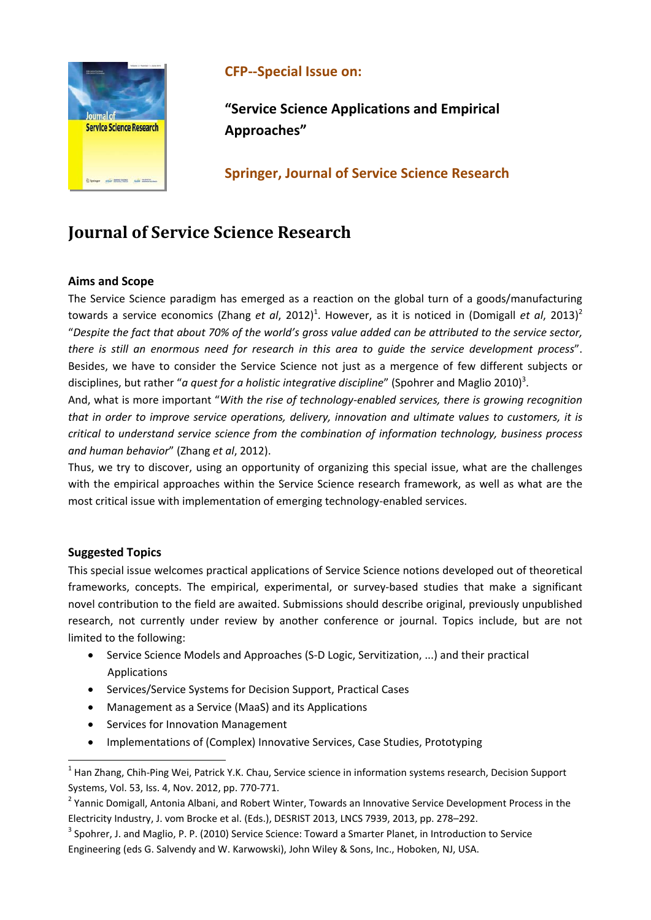**CFP--Special Issue on:**

**"Service Science Applications and Empirical Approaches"**

**Springer, Journal of Service Science Research**

# Journal of Service Science Research

### Aims and Scope

The Service Science paradigm has emerged as a reaction on the global turn of a goods/manufacturing towards a service economics (Zhang *et al*, 2012)[1]. However, as it is noticed in (Domigall *et al*, 2013)[2] "*Despite the fact that about 70% of the world's gross value added can be attributed to the service sector, there is still an enormous need for research in this area to guide the service development process*". Besides, we have to consider the Service Science not just as a mergence of few different subjects or disciplines, but rather "*a quest for a holistic integrative discipline*" (Spohrer and Maglio 2010)[3].

And, what is more important "*With the rise of technology-enabled services, there is growing recognition that in order to improve service operations, delivery, innovation and ultimate values to customers, it is critical to understand service science from the combination of information technology, business process and human behavior*" (Zhang *et al*, 2012).

Thus, we try to discover, using an opportunity of organizing this special issue, what are the challenges with the empirical approaches within the Service Science research framework, as well as what are the most critical issue with implementation of emerging technology-enabled services.

### Suggested Topics

This special issue welcomes practical applications of Service Science notions developed out of theoretical frameworks, concepts. The empirical, experimental, or survey-based studies that make a significant novel contribution to the field are awaited. Submissions should describe original, previously unpublished research, not currently under review by another conference or journal. Topics include, but are not limited to the following:

- Service Science Models and Approaches (S-D Logic, Servitization, ...) and their practical Applications
- Services/Service Systems for Decision Support, Practical Cases
- Management as a Service (MaaS) and its Applications
- Services for Innovation Management
- Implementations of (Complex) Innovative Services, Case Studies, Prototyping

---

[1] Han Zhang, Chih-Ping Wei, Patrick Y.K. Chau, Service science in information systems research, Decision Support Systems, Vol. 53, Iss. 4, Nov. 2012, pp. 770-771.

[2] Yannic Domigall, Antonia Albani, and Robert Winter, Towards an Innovative Service Development Process in the Electricity Industry, J. vom Brocke et al. (Eds.), DESRIST 2013, LNCS 7939, 2013, pp. 278–292.

[3] Spohrer, J. and Maglio, P. P. (2010) Service Science: Toward a Smarter Planet, in Introduction to Service Engineering (eds G. Salvendy and W. Karwowski), John Wiley & Sons, Inc., Hoboken, NJ, USA.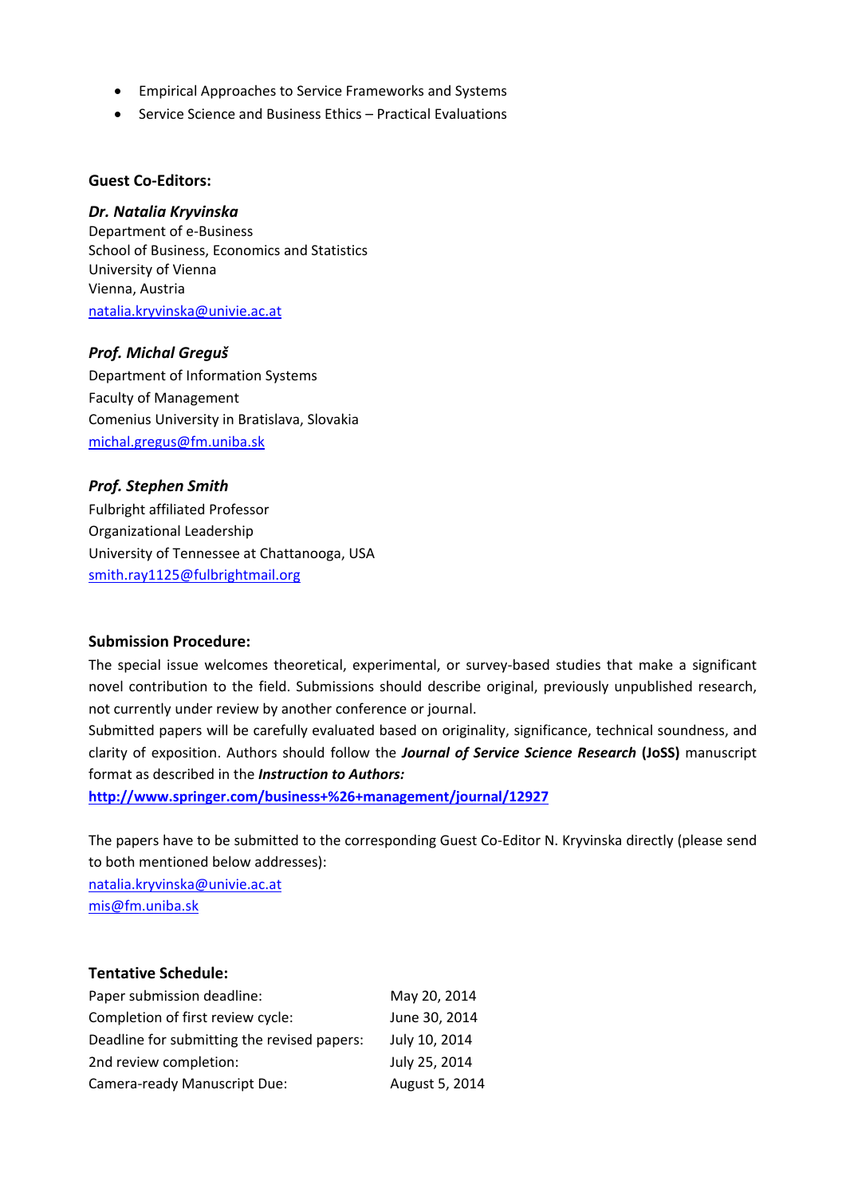- Empirical Approaches to Service Frameworks and Systems
- Service Science and Business Ethics – Practical Evaluations

**Guest Co-Editors:**

***Dr. Natalia Kryvinska***
Department of e-Business
School of Business, Economics and Statistics
University of Vienna
Vienna, Austria
natalia.kryvinska@univie.ac.at

***Prof. Michal Greguš***
Department of Information Systems
Faculty of Management
Comenius University in Bratislava, Slovakia
michal.gregus@fm.uniba.sk

***Prof. Stephen Smith***
Fulbright affiliated Professor
Organizational Leadership
University of Tennessee at Chattanooga, USA
smith.ray1125@fulbrightmail.org

**Submission Procedure:**

The special issue welcomes theoretical, experimental, or survey-based studies that make a significant novel contribution to the field. Submissions should describe original, previously unpublished research, not currently under review by another conference or journal.

Submitted papers will be carefully evaluated based on originality, significance, technical soundness, and clarity of exposition. Authors should follow the ***Journal of Service Science Research*** **(JoSS)** manuscript format as described in the ***Instruction to Authors:***

**http://www.springer.com/business+%26+management/journal/12927**

The papers have to be submitted to the corresponding Guest Co-Editor N. Kryvinska directly (please send to both mentioned below addresses):

natalia.kryvinska@univie.ac.at
mis@fm.uniba.sk

**Tentative Schedule:**

| | |
|---|---|
| Paper submission deadline: | May 20, 2014 |
| Completion of first review cycle: | June 30, 2014 |
| Deadline for submitting the revised papers: | July 10, 2014 |
| 2nd review completion: | July 25, 2014 |
| Camera-ready Manuscript Due: | August 5, 2014 |